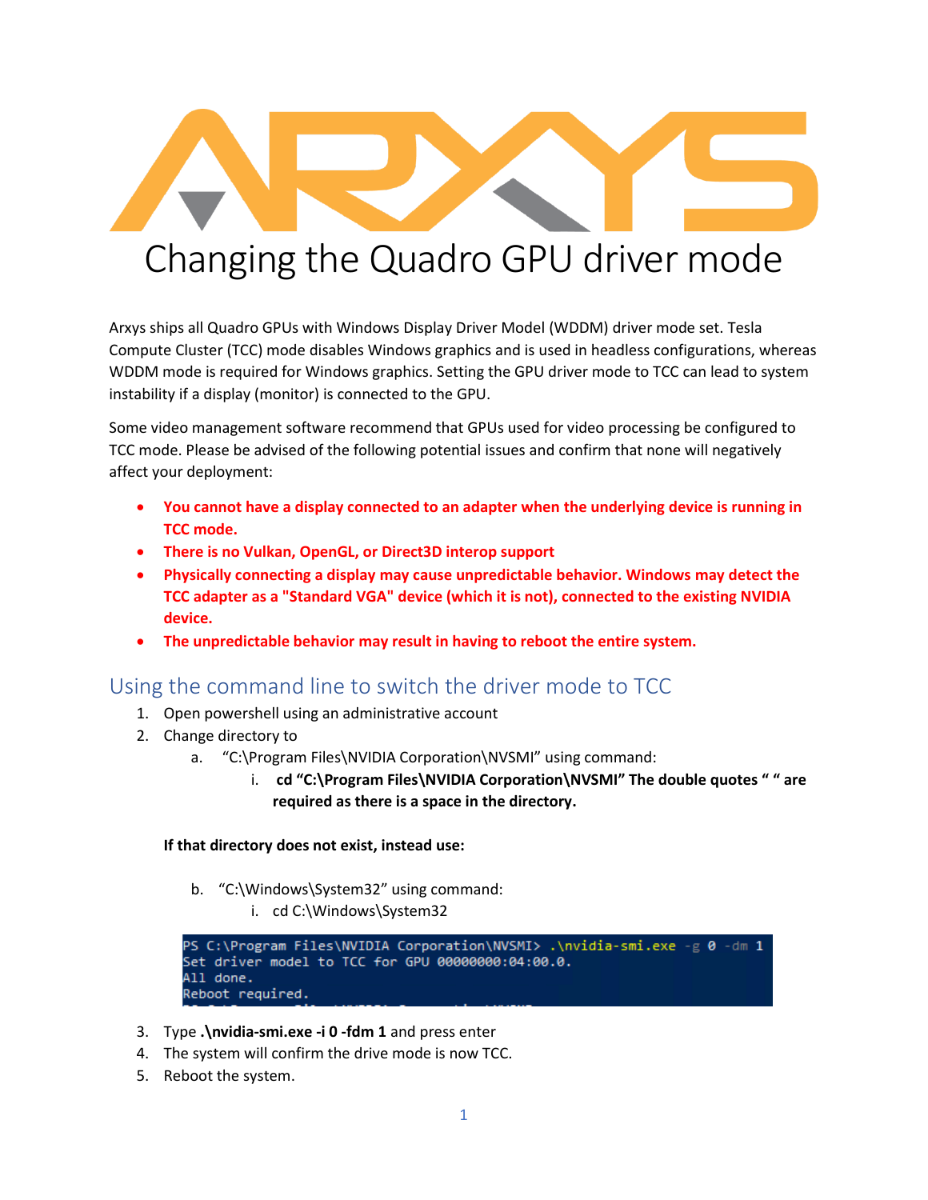# Changing the Quadro GPU driver mode

Arxys ships all Quadro GPUs with Windows Display Driver Model (WDDM) driver mode set. Tesla Compute Cluster (TCC) mode disables Windows graphics and is used in headless configurations, whereas WDDM mode is required for Windows graphics. Setting the GPU driver mode to TCC can lead to system instability if a display (monitor) is connected to the GPU.

Some video management software recommend that GPUs used for video processing be configured to TCC mode. Please be advised of the following potential issues and confirm that none will negatively affect your deployment:

- **You cannot have a display connected to an adapter when the underlying device is running in TCC mode.**
- **There is no Vulkan, OpenGL, or Direct3D interop support**
- **Physically connecting a display may cause unpredictable behavior. Windows may detect the TCC adapter as a "Standard VGA" device (which it is not), connected to the existing NVIDIA device.**
- **The unpredictable behavior may result in having to reboot the entire system.**

## Using the command line to switch the driver mode to TCC

1. Open powershell using an administrative account
2. Change directory to
   a. "C:\Program Files\NVIDIA Corporation\NVSMI" using command:
      i. **cd "C:\Program Files\NVIDIA Corporation\NVSMI" The double quotes " " are required as there is a space in the directory.**

   **If that directory does not exist, instead use:**

   b. "C:\Windows\System32" using command:
      i. cd C:\Windows\System32

```
PS C:\Program Files\NVIDIA Corporation\NVSMI> .\nvidia-smi.exe -g 0 -dm 1
Set driver model to TCC for GPU 00000000:04:00.0.
All done.
Reboot required.
```

3. Type **.\nvidia-smi.exe -i 0 -fdm 1** and press enter
4. The system will confirm the drive mode is now TCC.
5. Reboot the system.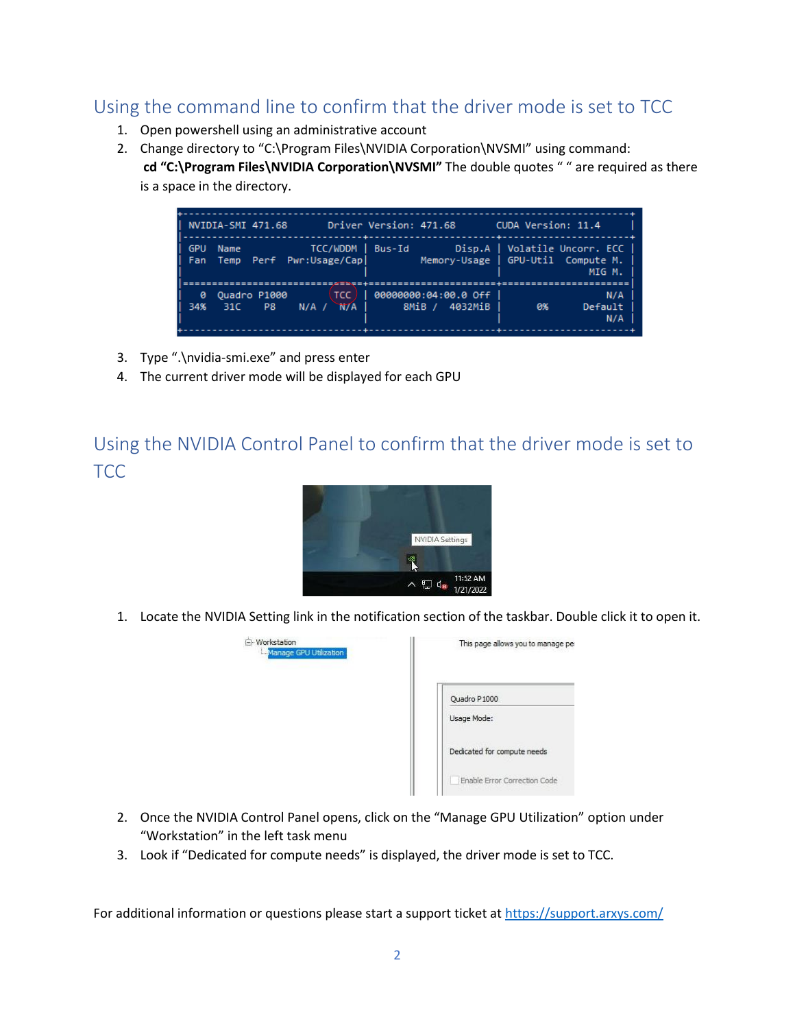## Using the command line to confirm that the driver mode is set to TCC

1. Open powershell using an administrative account
2. Change directory to “C:\Program Files\NVIDIA Corporation\NVSMI” using command: **cd “C:\Program Files\NVIDIA Corporation\NVSMI”** The double quotes “ ” are required as there is a space in the directory.

```
+-----------------------------------------------------------------------------+
| NVIDIA-SMI 471.68       Driver Version: 471.68       CUDA Version: 11.4     |
|-------------------------------+----------------------+----------------------+
| GPU  Name            TCC/WDDM | Bus-Id        Disp.A | Volatile Uncorr. ECC |
| Fan  Temp  Perf  Pwr:Usage/Cap|         Memory-Usage | GPU-Util  Compute M. |
|                               |                      |               MIG M. |
|===============================+======================+======================|
|   0  Quadro P1000         TCC | 00000000:04:00.0 Off |                  N/A |
| 34%   31C    P8    N/A /  N/A |      8MiB /  4032MiB |      0%      Default |
|                               |                      |                  N/A |
+-------------------------------+----------------------+----------------------+
```

3. Type “.\nvidia-smi.exe” and press enter
4. The current driver mode will be displayed for each GPU

## Using the NVIDIA Control Panel to confirm that the driver mode is set to TCC

1. Locate the NVIDIA Setting link in the notification section of the taskbar. Double click it to open it.
2. Once the NVIDIA Control Panel opens, click on the “Manage GPU Utilization” option under “Workstation” in the left task menu
3. Look if “Dedicated for compute needs” is displayed, the driver mode is set to TCC.

For additional information or questions please start a support ticket at https://support.arxys.com/